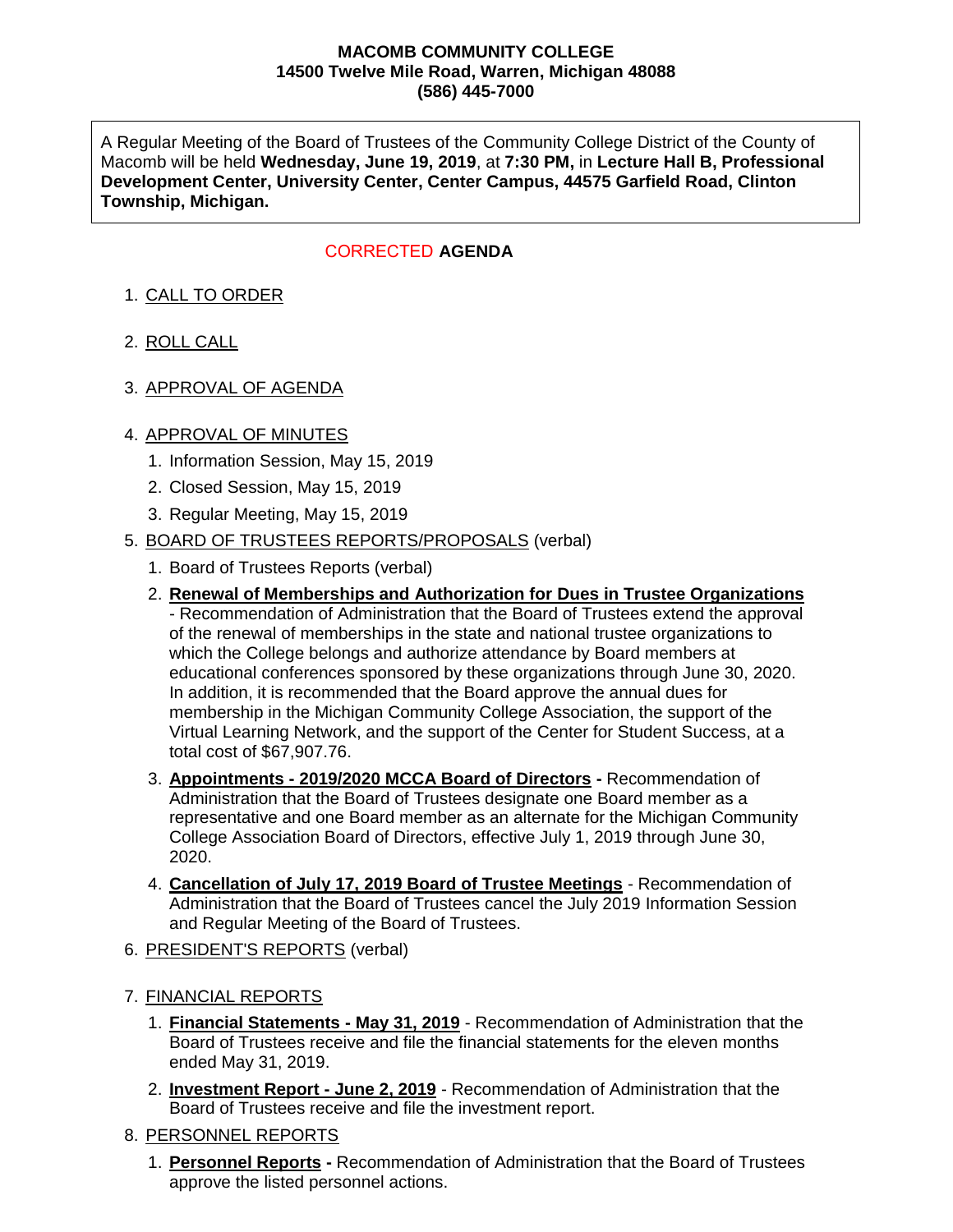**MACOMB COMMUNITY COLLEGE**
**14500 Twelve Mile Road, Warren, Michigan 48088**
**(586) 445-7000**

A Regular Meeting of the Board of Trustees of the Community College District of the County of Macomb will be held **Wednesday, June 19, 2019**, at **7:30 PM,** in **Lecture Hall B, Professional Development Center, University Center, Center Campus, 44575 Garfield Road, Clinton Township, Michigan.**

## CORRECTED **AGENDA**

1. CALL TO ORDER
2. ROLL CALL
3. APPROVAL OF AGENDA
4. APPROVAL OF MINUTES
   1. Information Session, May 15, 2019
   2. Closed Session, May 15, 2019
   3. Regular Meeting, May 15, 2019
5. BOARD OF TRUSTEES REPORTS/PROPOSALS (verbal)
   1. Board of Trustees Reports (verbal)
   2. **Renewal of Memberships and Authorization for Dues in Trustee Organizations** - Recommendation of Administration that the Board of Trustees extend the approval of the renewal of memberships in the state and national trustee organizations to which the College belongs and authorize attendance by Board members at educational conferences sponsored by these organizations through June 30, 2020. In addition, it is recommended that the Board approve the annual dues for membership in the Michigan Community College Association, the support of the Virtual Learning Network, and the support of the Center for Student Success, at a total cost of $67,907.76.
   3. **Appointments - 2019/2020 MCCA Board of Directors -** Recommendation of Administration that the Board of Trustees designate one Board member as a representative and one Board member as an alternate for the Michigan Community College Association Board of Directors, effective July 1, 2019 through June 30, 2020.
   4. **Cancellation of July 17, 2019 Board of Trustee Meetings** - Recommendation of Administration that the Board of Trustees cancel the July 2019 Information Session and Regular Meeting of the Board of Trustees.
6. PRESIDENT'S REPORTS (verbal)
7. FINANCIAL REPORTS
   1. **Financial Statements - May 31, 2019** - Recommendation of Administration that the Board of Trustees receive and file the financial statements for the eleven months ended May 31, 2019.
   2. **Investment Report - June 2, 2019** - Recommendation of Administration that the Board of Trustees receive and file the investment report.
8. PERSONNEL REPORTS
   1. **Personnel Reports -** Recommendation of Administration that the Board of Trustees approve the listed personnel actions.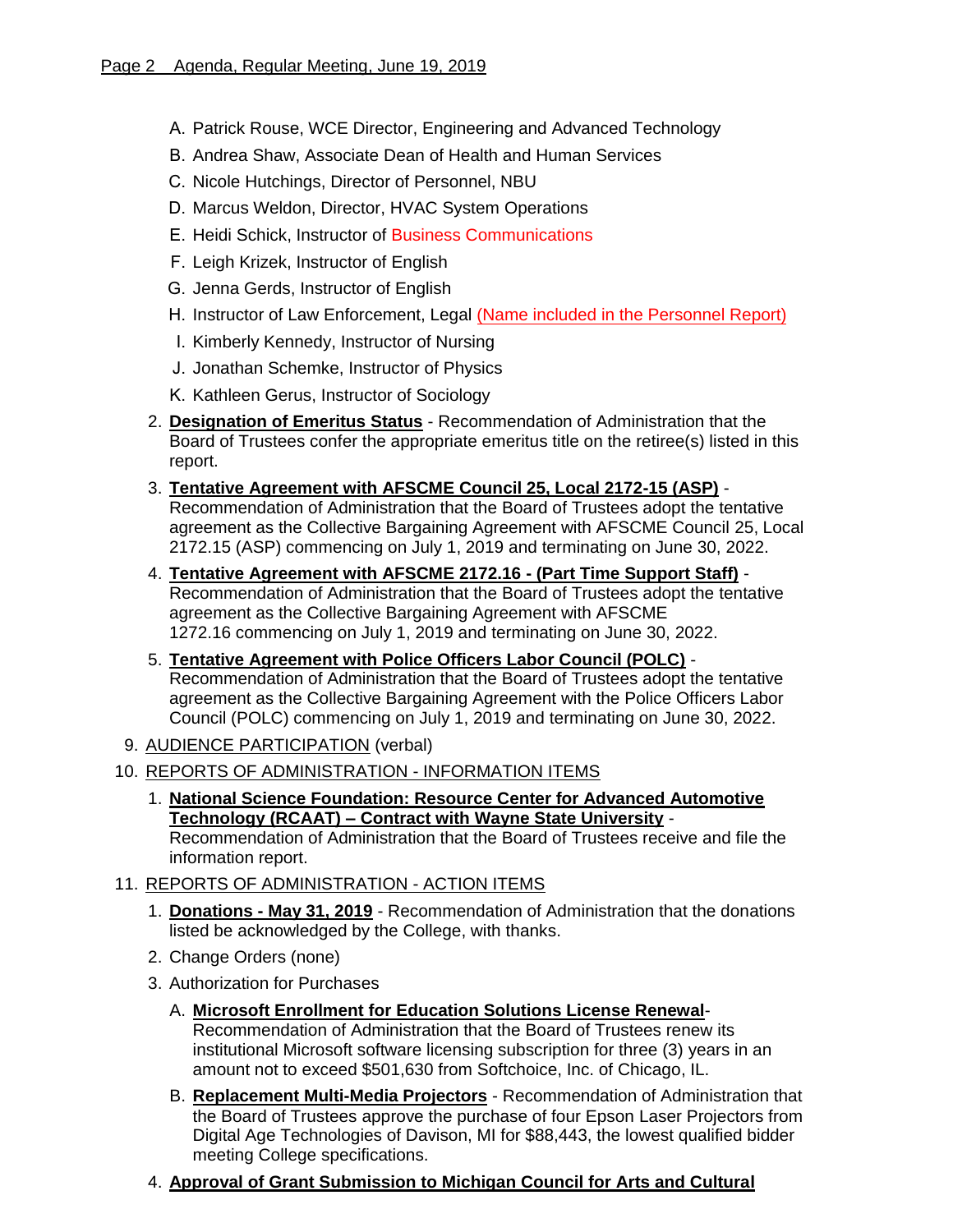A. Patrick Rouse, WCE Director, Engineering and Advanced Technology
B. Andrea Shaw, Associate Dean of Health and Human Services
C. Nicole Hutchings, Director of Personnel, NBU
D. Marcus Weldon, Director, HVAC System Operations
E. Heidi Schick, Instructor of Business Communications
F. Leigh Krizek, Instructor of English
G. Jenna Gerds, Instructor of English
H. Instructor of Law Enforcement, Legal (Name included in the Personnel Report)
I. Kimberly Kennedy, Instructor of Nursing
J. Jonathan Schemke, Instructor of Physics
K. Kathleen Gerus, Instructor of Sociology

2. **Designation of Emeritus Status** - Recommendation of Administration that the Board of Trustees confer the appropriate emeritus title on the retiree(s) listed in this report.
3. **Tentative Agreement with AFSCME Council 25, Local 2172-15 (ASP)** - Recommendation of Administration that the Board of Trustees adopt the tentative agreement as the Collective Bargaining Agreement with AFSCME Council 25, Local 2172.15 (ASP) commencing on July 1, 2019 and terminating on June 30, 2022.
4. **Tentative Agreement with AFSCME 2172.16 - (Part Time Support Staff)** - Recommendation of Administration that the Board of Trustees adopt the tentative agreement as the Collective Bargaining Agreement with AFSCME 1272.16 commencing on July 1, 2019 and terminating on June 30, 2022.
5. **Tentative Agreement with Police Officers Labor Council (POLC)** - Recommendation of Administration that the Board of Trustees adopt the tentative agreement as the Collective Bargaining Agreement with the Police Officers Labor Council (POLC) commencing on July 1, 2019 and terminating on June 30, 2022.

9. AUDIENCE PARTICIPATION (verbal)

10. REPORTS OF ADMINISTRATION - INFORMATION ITEMS

1. **National Science Foundation: Resource Center for Advanced Automotive Technology (RCAAT) – Contract with Wayne State University** - Recommendation of Administration that the Board of Trustees receive and file the information report.

11. REPORTS OF ADMINISTRATION - ACTION ITEMS

1. **Donations - May 31, 2019** - Recommendation of Administration that the donations listed be acknowledged by the College, with thanks.
2. Change Orders (none)
3. Authorization for Purchases

   A. **Microsoft Enrollment for Education Solutions License Renewal**- Recommendation of Administration that the Board of Trustees renew its institutional Microsoft software licensing subscription for three (3) years in an amount not to exceed $501,630 from Softchoice, Inc. of Chicago, IL.

   B. **Replacement Multi-Media Projectors** - Recommendation of Administration that the Board of Trustees approve the purchase of four Epson Laser Projectors from Digital Age Technologies of Davison, MI for $88,443, the lowest qualified bidder meeting College specifications.

4. **Approval of Grant Submission to Michigan Council for Arts and Cultural**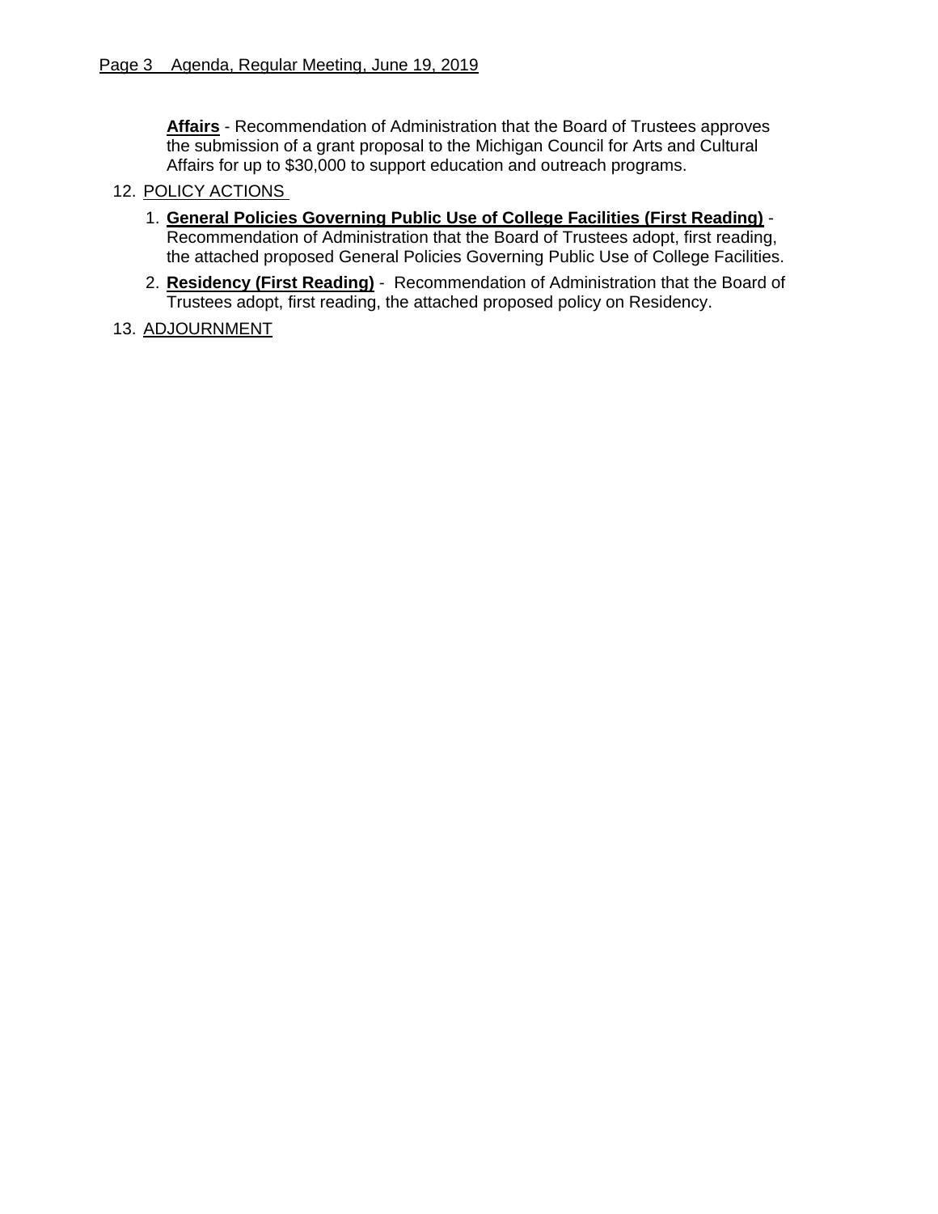**Affairs** - Recommendation of Administration that the Board of Trustees approves the submission of a grant proposal to the Michigan Council for Arts and Cultural Affairs for up to $30,000 to support education and outreach programs.

12. POLICY ACTIONS

    1. **General Policies Governing Public Use of College Facilities (First Reading)** - Recommendation of Administration that the Board of Trustees adopt, first reading, the attached proposed General Policies Governing Public Use of College Facilities.

    2. **Residency (First Reading)** - Recommendation of Administration that the Board of Trustees adopt, first reading, the attached proposed policy on Residency.

13. ADJOURNMENT